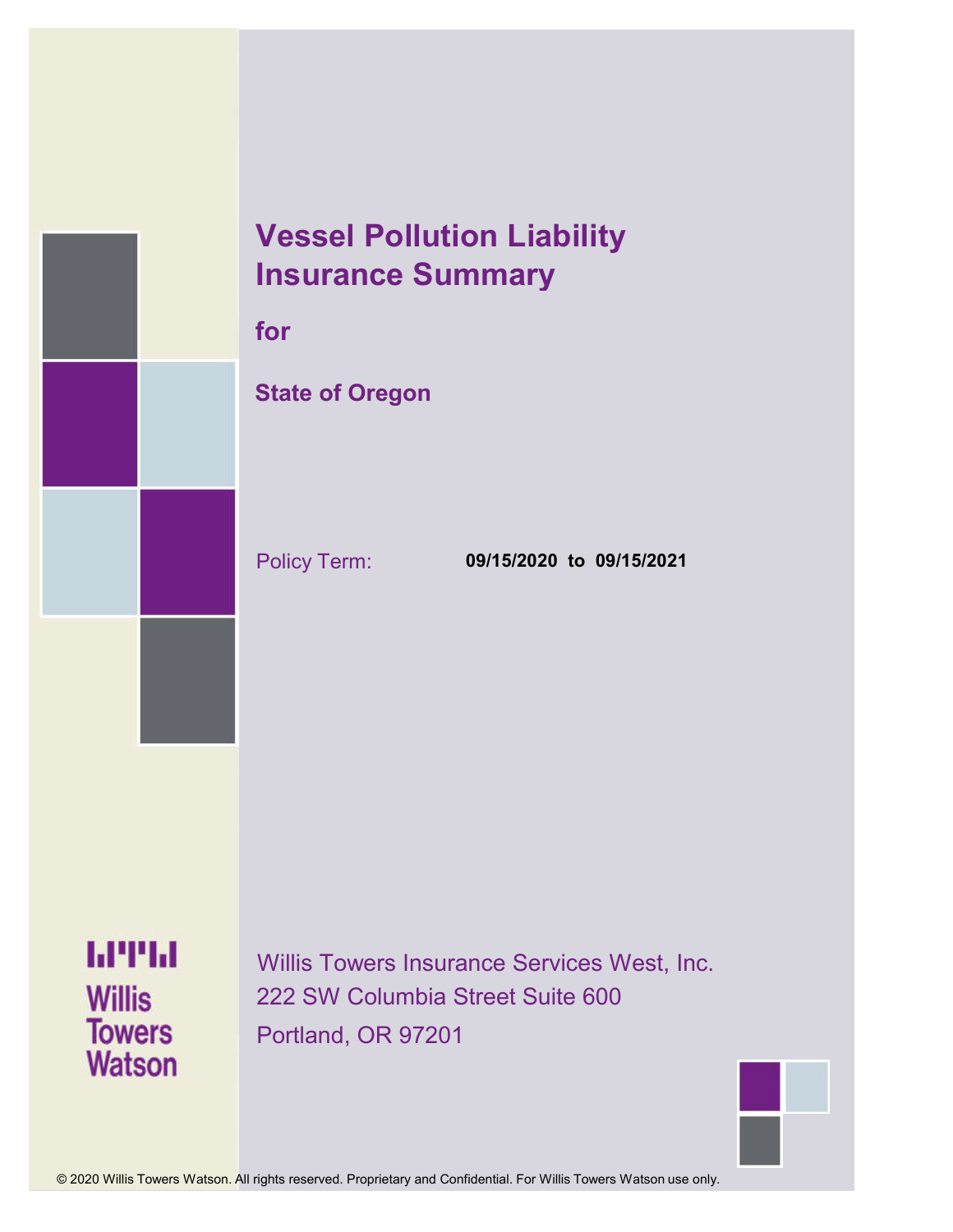# Vessel Pollution Liability Insurance Summary

**for**

**State of Oregon**

Policy Term: **09/15/2020 to 09/15/2021**

Willis Towers Watson

Willis Towers Insurance Services West, Inc.
222 SW Columbia Street Suite 600
Portland, OR 97201

© 2020 Willis Towers Watson. All rights reserved. Proprietary and Confidential. For Willis Towers Watson use only.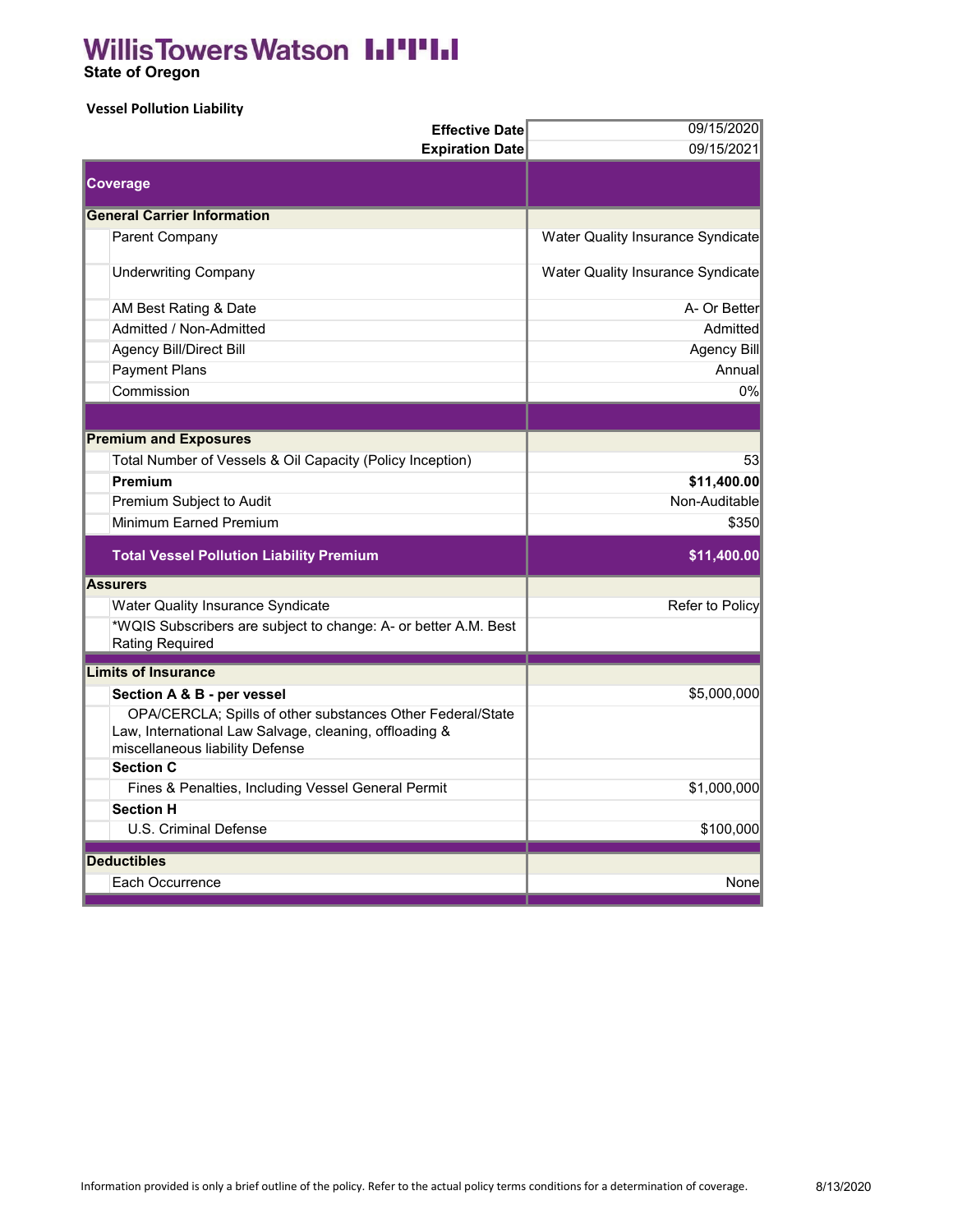Willis Towers Watson

**State of Oregon**

**Vessel Pollution Liability**

| | |
|---|---|
| **Effective Date** | 09/15/2020 |
| **Expiration Date** | 09/15/2021 |
| **Coverage** | |
| **General Carrier Information** | |
| Parent Company | Water Quality Insurance Syndicate |
| Underwriting Company | Water Quality Insurance Syndicate |
| AM Best Rating & Date | A- Or Better |
| Admitted / Non-Admitted | Admitted |
| Agency Bill/Direct Bill | Agency Bill |
| Payment Plans | Annual |
| Commission | 0% |
| **Premium and Exposures** | |
| Total Number of Vessels & Oil Capacity (Policy Inception) | 53 |
| **Premium** | **$11,400.00** |
| Premium Subject to Audit | Non-Auditable |
| Minimum Earned Premium | $350 |
| **Total Vessel Pollution Liability Premium** | **$11,400.00** |
| **Assurers** | |
| Water Quality Insurance Syndicate | Refer to Policy |
| *WQIS Subscribers are subject to change: A- or better A.M. Best Rating Required | |
| **Limits of Insurance** | |
| **Section A & B - per vessel** | $5,000,000 |
| OPA/CERCLA; Spills of other substances Other Federal/State Law, International Law Salvage, cleaning, offloading & miscellaneous liability Defense | |
| **Section C** | |
| Fines & Penalties, Including Vessel General Permit | $1,000,000 |
| **Section H** | |
| U.S. Criminal Defense | $100,000 |
| **Deductibles** | |
| Each Occurrence | None |

Information provided is only a brief outline of the policy. Refer to the actual policy terms conditions for a determination of coverage. 8/13/2020